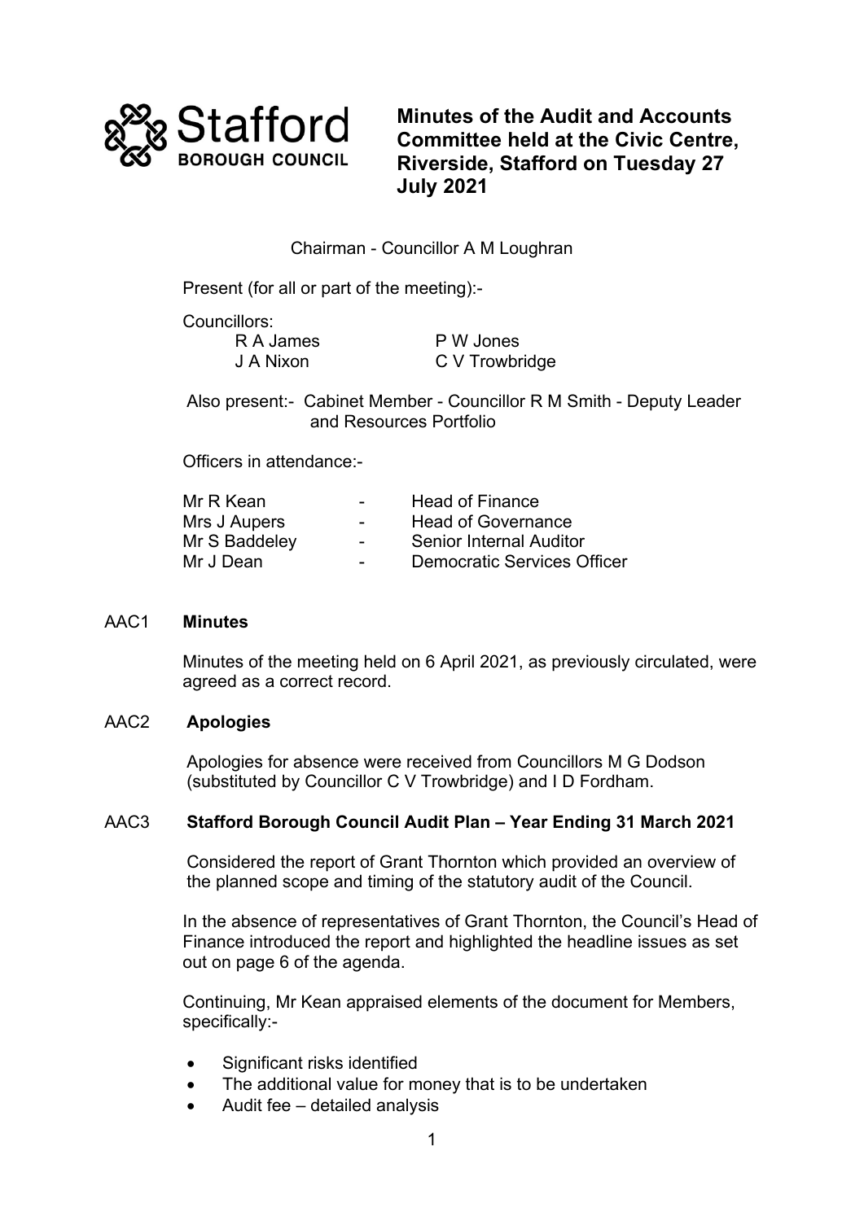# Minutes of the Audit and Accounts Committee held at the Civic Centre, Riverside, Stafford on Tuesday 27 July 2021

Chairman - Councillor A M Loughran

Present (for all or part of the meeting):-

Councillors:

| | |
|---|---|
| R A James | P W Jones |
| J A Nixon | C V Trowbridge |

Also present:- Cabinet Member - Councillor R M Smith - Deputy Leader and Resources Portfolio

Officers in attendance:-

| | | |
|---|---|---|
| Mr R Kean | - | Head of Finance |
| Mrs J Aupers | - | Head of Governance |
| Mr S Baddeley | - | Senior Internal Auditor |
| Mr J Dean | - | Democratic Services Officer |

## AAC1 Minutes

Minutes of the meeting held on 6 April 2021, as previously circulated, were agreed as a correct record.

## AAC2 Apologies

Apologies for absence were received from Councillors M G Dodson (substituted by Councillor C V Trowbridge) and I D Fordham.

## AAC3 Stafford Borough Council Audit Plan – Year Ending 31 March 2021

Considered the report of Grant Thornton which provided an overview of the planned scope and timing of the statutory audit of the Council.

In the absence of representatives of Grant Thornton, the Council's Head of Finance introduced the report and highlighted the headline issues as set out on page 6 of the agenda.

Continuing, Mr Kean appraised elements of the document for Members, specifically:-

- Significant risks identified
- The additional value for money that is to be undertaken
- Audit fee – detailed analysis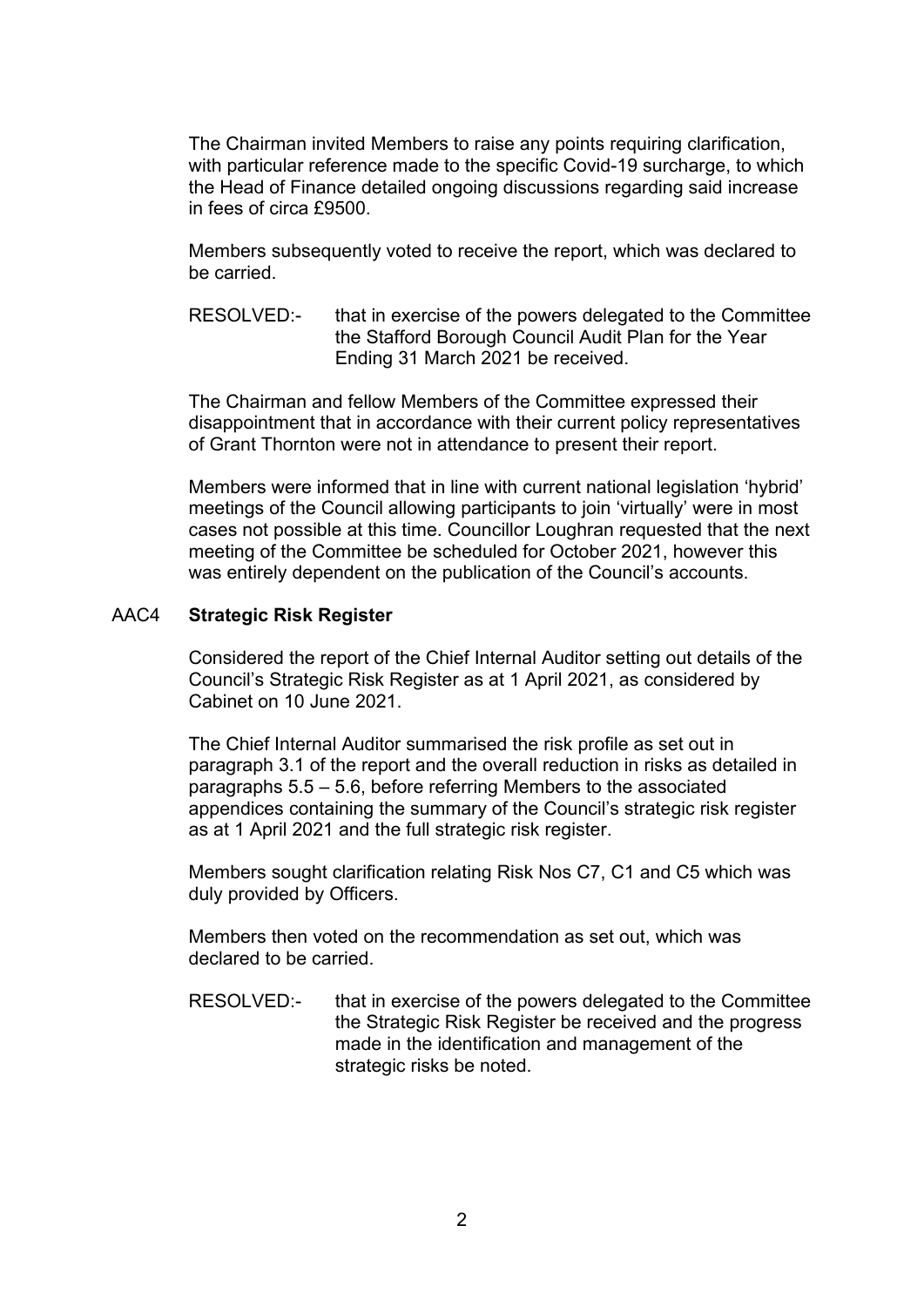The Chairman invited Members to raise any points requiring clarification, with particular reference made to the specific Covid-19 surcharge, to which the Head of Finance detailed ongoing discussions regarding said increase in fees of circa £9500.

Members subsequently voted to receive the report, which was declared to be carried.

RESOLVED:- that in exercise of the powers delegated to the Committee the Stafford Borough Council Audit Plan for the Year Ending 31 March 2021 be received.

The Chairman and fellow Members of the Committee expressed their disappointment that in accordance with their current policy representatives of Grant Thornton were not in attendance to present their report.

Members were informed that in line with current national legislation 'hybrid' meetings of the Council allowing participants to join 'virtually' were in most cases not possible at this time. Councillor Loughran requested that the next meeting of the Committee be scheduled for October 2021, however this was entirely dependent on the publication of the Council's accounts.

### AAC4 **Strategic Risk Register**

Considered the report of the Chief Internal Auditor setting out details of the Council's Strategic Risk Register as at 1 April 2021, as considered by Cabinet on 10 June 2021.

The Chief Internal Auditor summarised the risk profile as set out in paragraph 3.1 of the report and the overall reduction in risks as detailed in paragraphs 5.5 – 5.6, before referring Members to the associated appendices containing the summary of the Council's strategic risk register as at 1 April 2021 and the full strategic risk register.

Members sought clarification relating Risk Nos C7, C1 and C5 which was duly provided by Officers.

Members then voted on the recommendation as set out, which was declared to be carried.

RESOLVED:- that in exercise of the powers delegated to the Committee the Strategic Risk Register be received and the progress made in the identification and management of the strategic risks be noted.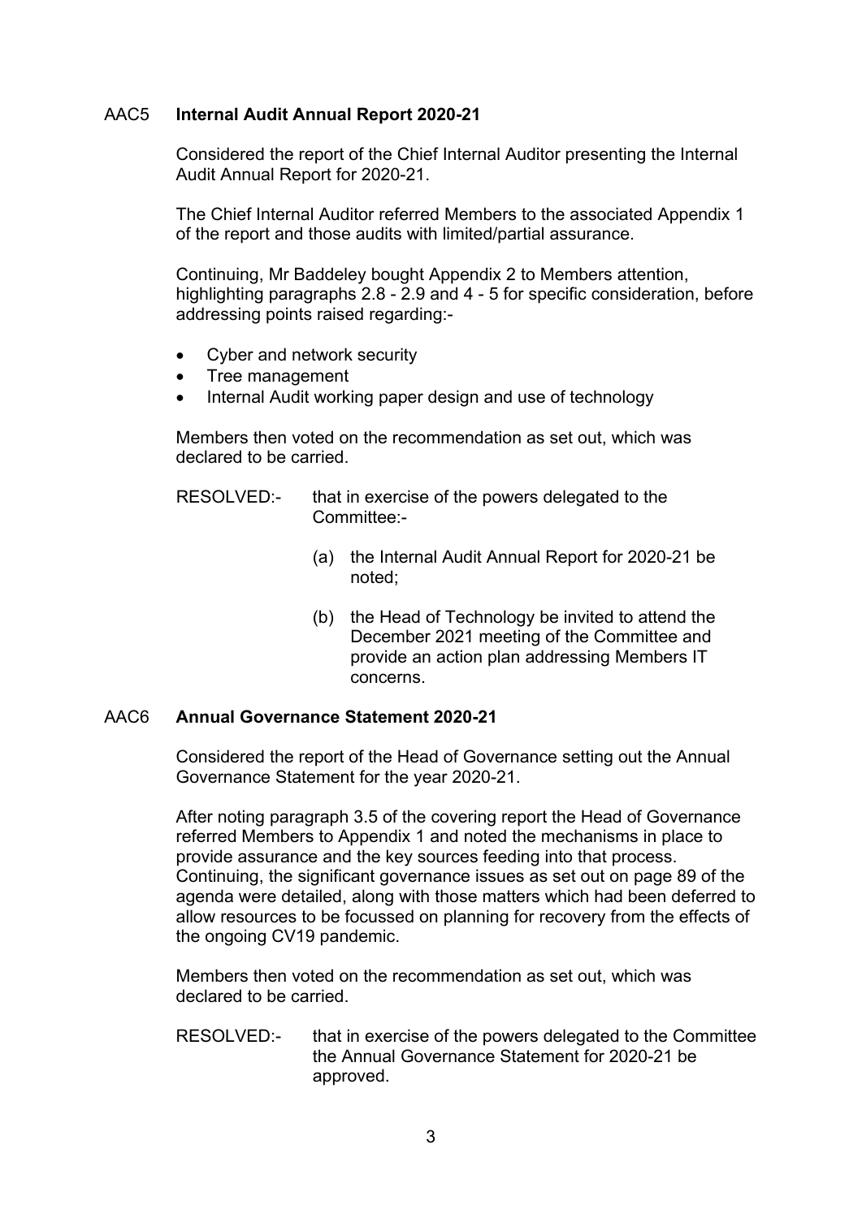### AAC5 **Internal Audit Annual Report 2020-21**

Considered the report of the Chief Internal Auditor presenting the Internal Audit Annual Report for 2020-21.

The Chief Internal Auditor referred Members to the associated Appendix 1 of the report and those audits with limited/partial assurance.

Continuing, Mr Baddeley bought Appendix 2 to Members attention, highlighting paragraphs 2.8 - 2.9 and 4 - 5 for specific consideration, before addressing points raised regarding:-

- Cyber and network security
- Tree management
- Internal Audit working paper design and use of technology

Members then voted on the recommendation as set out, which was declared to be carried.

RESOLVED:- that in exercise of the powers delegated to the Committee:-

(a) the Internal Audit Annual Report for 2020-21 be noted;

(b) the Head of Technology be invited to attend the December 2021 meeting of the Committee and provide an action plan addressing Members IT concerns.

### AAC6 **Annual Governance Statement 2020-21**

Considered the report of the Head of Governance setting out the Annual Governance Statement for the year 2020-21.

After noting paragraph 3.5 of the covering report the Head of Governance referred Members to Appendix 1 and noted the mechanisms in place to provide assurance and the key sources feeding into that process. Continuing, the significant governance issues as set out on page 89 of the agenda were detailed, along with those matters which had been deferred to allow resources to be focussed on planning for recovery from the effects of the ongoing CV19 pandemic.

Members then voted on the recommendation as set out, which was declared to be carried.

RESOLVED:- that in exercise of the powers delegated to the Committee the Annual Governance Statement for 2020-21 be approved.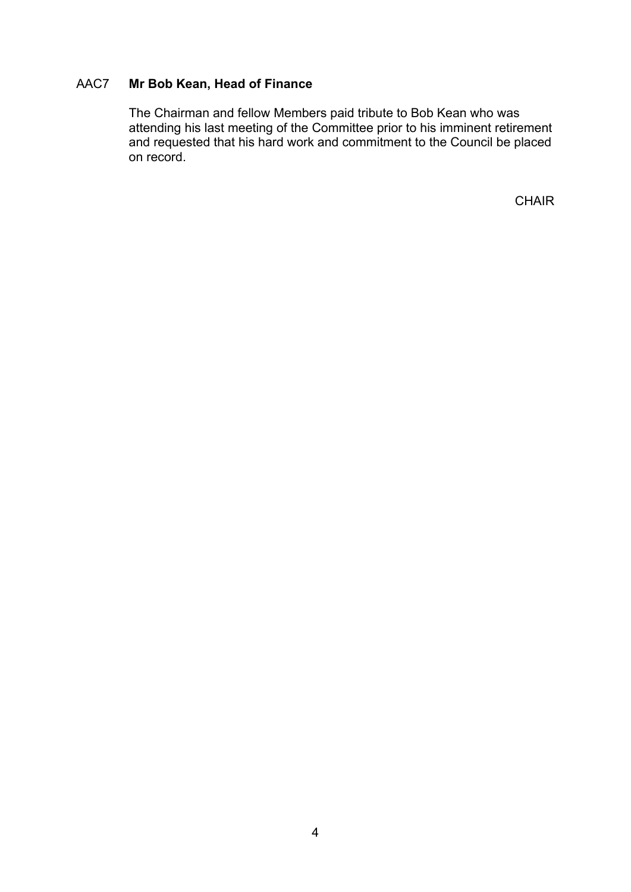### AAC7 **Mr Bob Kean, Head of Finance**

The Chairman and fellow Members paid tribute to Bob Kean who was attending his last meeting of the Committee prior to his imminent retirement and requested that his hard work and commitment to the Council be placed on record.

CHAIR